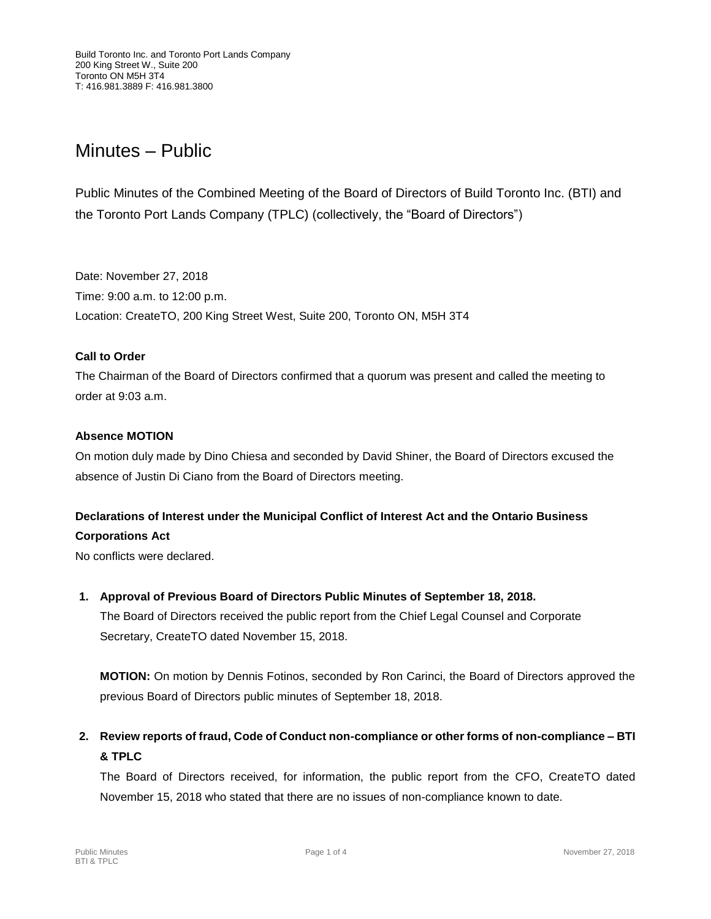Build Toronto Inc. and Toronto Port Lands Company
200 King Street W., Suite 200
Toronto ON M5H 3T4
T: 416.981.3889 F: 416.981.3800

# Minutes – Public

Public Minutes of the Combined Meeting of the Board of Directors of Build Toronto Inc. (BTI) and the Toronto Port Lands Company (TPLC) (collectively, the "Board of Directors")

Date: November 27, 2018
Time: 9:00 a.m. to 12:00 p.m.
Location: CreateTO, 200 King Street West, Suite 200, Toronto ON, M5H 3T4

**Call to Order**

The Chairman of the Board of Directors confirmed that a quorum was present and called the meeting to order at 9:03 a.m.

**Absence MOTION**

On motion duly made by Dino Chiesa and seconded by David Shiner, the Board of Directors excused the absence of Justin Di Ciano from the Board of Directors meeting.

**Declarations of Interest under the Municipal Conflict of Interest Act and the Ontario Business Corporations Act**

No conflicts were declared.

1. **Approval of Previous Board of Directors Public Minutes of September 18, 2018.**

   The Board of Directors received the public report from the Chief Legal Counsel and Corporate Secretary, CreateTO dated November 15, 2018.

   **MOTION:** On motion by Dennis Fotinos, seconded by Ron Carinci, the Board of Directors approved the previous Board of Directors public minutes of September 18, 2018.

2. **Review reports of fraud, Code of Conduct non-compliance or other forms of non-compliance – BTI & TPLC**

   The Board of Directors received, for information, the public report from the CFO, CreateTO dated November 15, 2018 who stated that there are no issues of non-compliance known to date.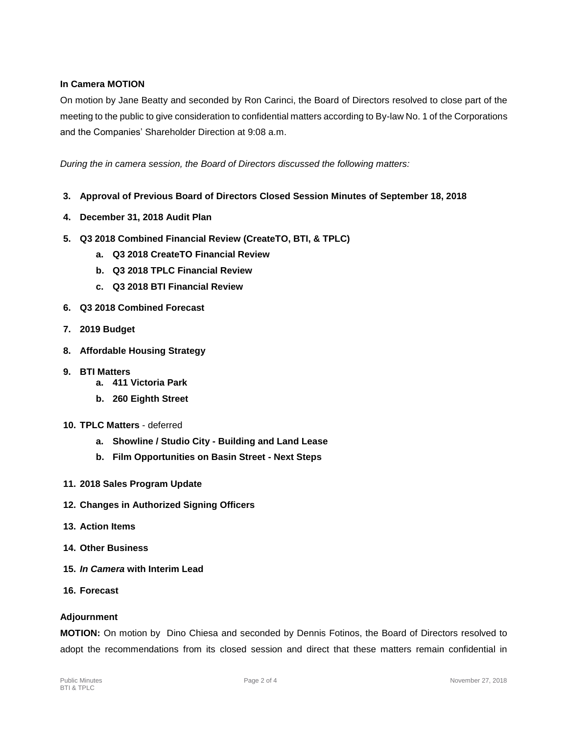**In Camera MOTION**

On motion by Jane Beatty and seconded by Ron Carinci, the Board of Directors resolved to close part of the meeting to the public to give consideration to confidential matters according to By-law No. 1 of the Corporations and the Companies' Shareholder Direction at 9:08 a.m.

*During the in camera session, the Board of Directors discussed the following matters:*

3. **Approval of Previous Board of Directors Closed Session Minutes of September 18, 2018**
4. **December 31, 2018 Audit Plan**
5. **Q3 2018 Combined Financial Review (CreateTO, BTI, & TPLC)**
   a. **Q3 2018 CreateTO Financial Review**
   b. **Q3 2018 TPLC Financial Review**
   c. **Q3 2018 BTI Financial Review**
6. **Q3 2018 Combined Forecast**
7. **2019 Budget**
8. **Affordable Housing Strategy**
9. **BTI Matters**
   a. **411 Victoria Park**
   b. **260 Eighth Street**
10. **TPLC Matters** - deferred
    a. **Showline / Studio City - Building and Land Lease**
    b. **Film Opportunities on Basin Street - Next Steps**
11. **2018 Sales Program Update**
12. **Changes in Authorized Signing Officers**
13. **Action Items**
14. **Other Business**
15. ***In Camera* with Interim Lead**
16. **Forecast**

**Adjournment**

**MOTION:** On motion by Dino Chiesa and seconded by Dennis Fotinos, the Board of Directors resolved to adopt the recommendations from its closed session and direct that these matters remain confidential in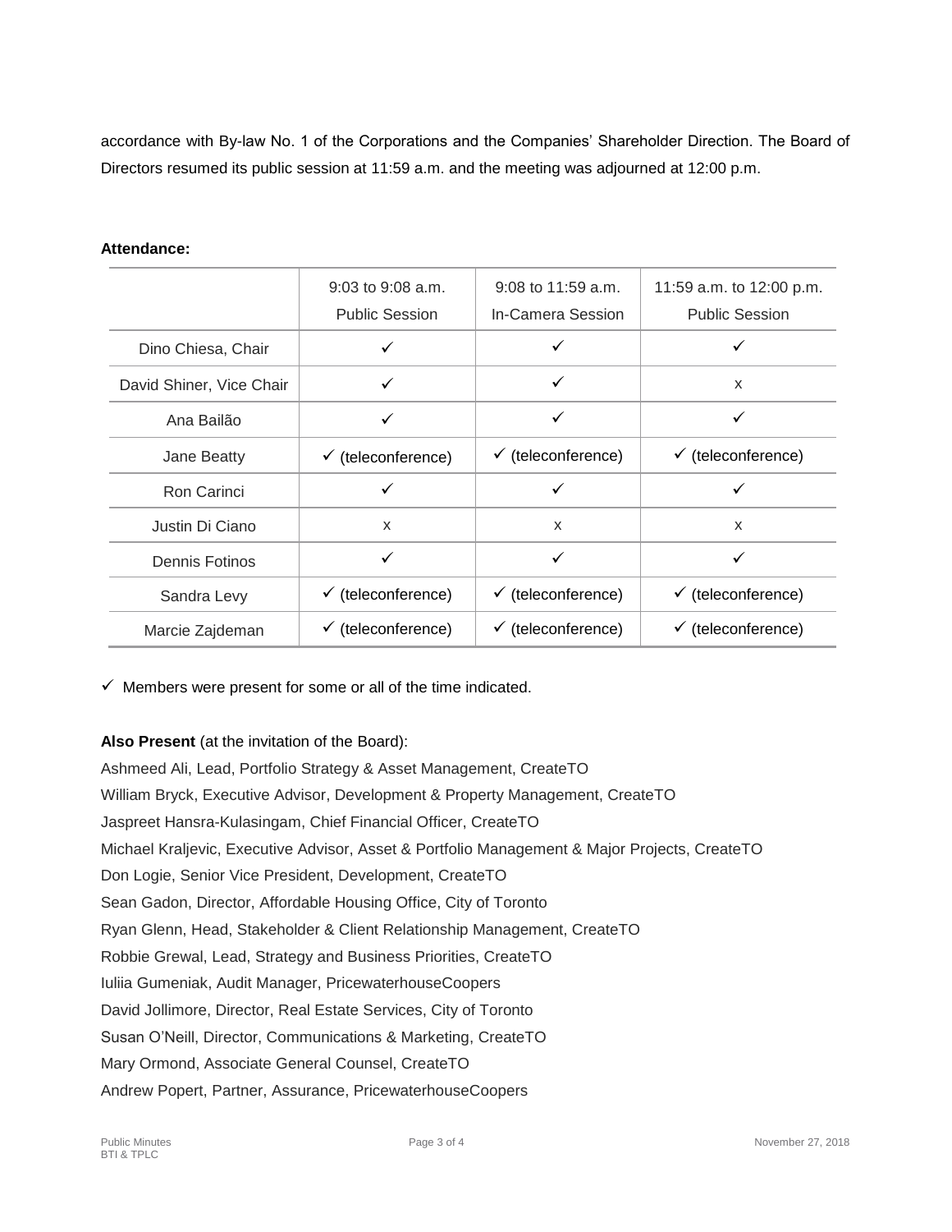accordance with By-law No. 1 of the Corporations and the Companies' Shareholder Direction. The Board of Directors resumed its public session at 11:59 a.m. and the meeting was adjourned at 12:00 p.m.

**Attendance:**

| | 9:03 to 9:08 a.m. Public Session | 9:08 to 11:59 a.m. In-Camera Session | 11:59 a.m. to 12:00 p.m. Public Session |
|---|---|---|---|
| Dino Chiesa, Chair | ✓ | ✓ | ✓ |
| David Shiner, Vice Chair | ✓ | ✓ | x |
| Ana Bailão | ✓ | ✓ | ✓ |
| Jane Beatty | ✓ (teleconference) | ✓ (teleconference) | ✓ (teleconference) |
| Ron Carinci | ✓ | ✓ | ✓ |
| Justin Di Ciano | x | x | x |
| Dennis Fotinos | ✓ | ✓ | ✓ |
| Sandra Levy | ✓ (teleconference) | ✓ (teleconference) | ✓ (teleconference) |
| Marcie Zajdeman | ✓ (teleconference) | ✓ (teleconference) | ✓ (teleconference) |

✓ Members were present for some or all of the time indicated.

**Also Present** (at the invitation of the Board):

Ashmeed Ali, Lead, Portfolio Strategy & Asset Management, CreateTO
William Bryck, Executive Advisor, Development & Property Management, CreateTO
Jaspreet Hansra-Kulasingam, Chief Financial Officer, CreateTO
Michael Kraljevic, Executive Advisor, Asset & Portfolio Management & Major Projects, CreateTO
Don Logie, Senior Vice President, Development, CreateTO
Sean Gadon, Director, Affordable Housing Office, City of Toronto
Ryan Glenn, Head, Stakeholder & Client Relationship Management, CreateTO
Robbie Grewal, Lead, Strategy and Business Priorities, CreateTO
Iuliia Gumeniak, Audit Manager, PricewaterhouseCoopers
David Jollimore, Director, Real Estate Services, City of Toronto
Susan O'Neill, Director, Communications & Marketing, CreateTO
Mary Ormond, Associate General Counsel, CreateTO
Andrew Popert, Partner, Assurance, PricewaterhouseCoopers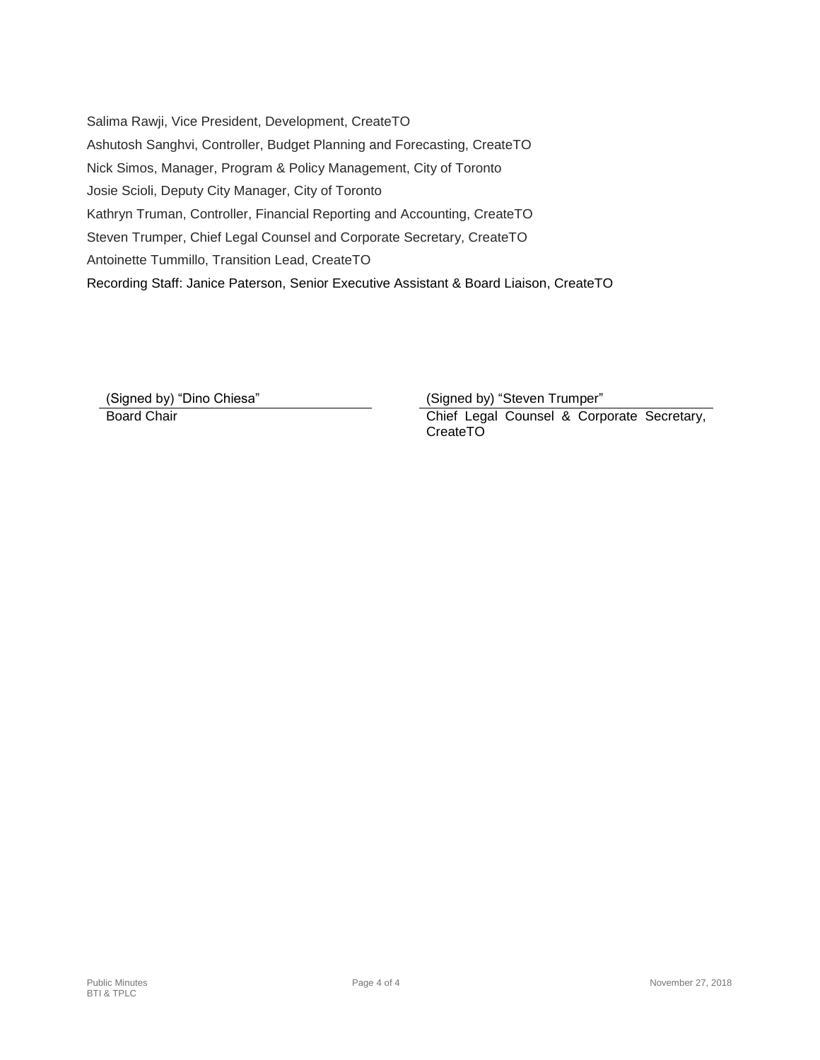Salima Rawji, Vice President, Development, CreateTO

Ashutosh Sanghvi, Controller, Budget Planning and Forecasting, CreateTO

Nick Simos, Manager, Program & Policy Management, City of Toronto

Josie Scioli, Deputy City Manager, City of Toronto

Kathryn Truman, Controller, Financial Reporting and Accounting, CreateTO

Steven Trumper, Chief Legal Counsel and Corporate Secretary, CreateTO

Antoinette Tummillo, Transition Lead, CreateTO

Recording Staff: Janice Paterson, Senior Executive Assistant & Board Liaison, CreateTO

(Signed by) "Dino Chiesa"
Board Chair

(Signed by) "Steven Trumper"
Chief Legal Counsel & Corporate Secretary, CreateTO